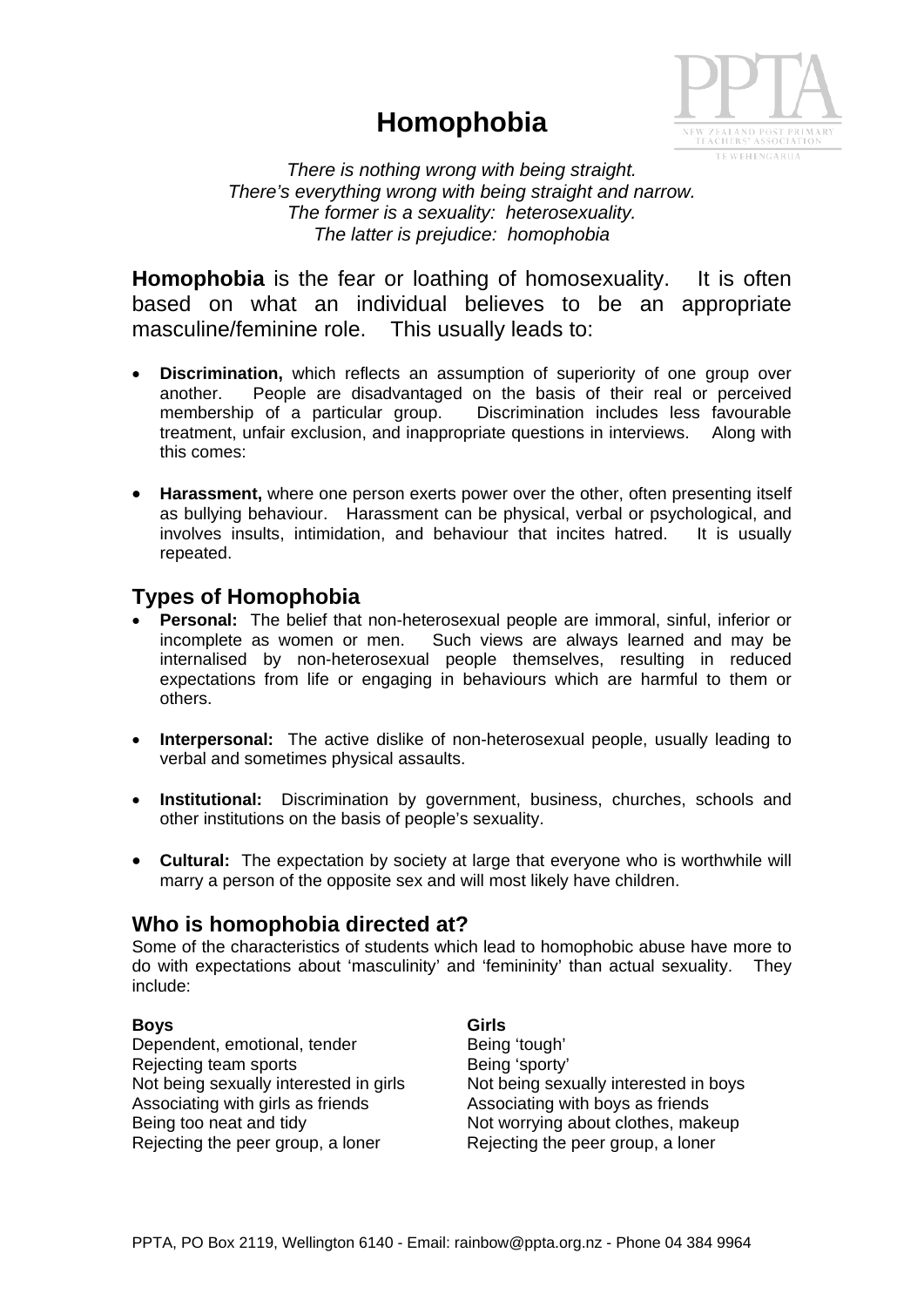# Homophobia

*There is nothing wrong with being straight.*
*There's everything wrong with being straight and narrow.*
*The former is a sexuality: heterosexuality.*
*The latter is prejudice: homophobia*

**Homophobia** is the fear or loathing of homosexuality. It is often based on what an individual believes to be an appropriate masculine/feminine role. This usually leads to:

- **Discrimination,** which reflects an assumption of superiority of one group over another. People are disadvantaged on the basis of their real or perceived membership of a particular group. Discrimination includes less favourable treatment, unfair exclusion, and inappropriate questions in interviews. Along with this comes:

- **Harassment,** where one person exerts power over the other, often presenting itself as bullying behaviour. Harassment can be physical, verbal or psychological, and involves insults, intimidation, and behaviour that incites hatred. It is usually repeated.

## Types of Homophobia

- **Personal:** The belief that non-heterosexual people are immoral, sinful, inferior or incomplete as women or men. Such views are always learned and may be internalised by non-heterosexual people themselves, resulting in reduced expectations from life or engaging in behaviours which are harmful to them or others.

- **Interpersonal:** The active dislike of non-heterosexual people, usually leading to verbal and sometimes physical assaults.

- **Institutional:** Discrimination by government, business, churches, schools and other institutions on the basis of people's sexuality.

- **Cultural:** The expectation by society at large that everyone who is worthwhile will marry a person of the opposite sex and will most likely have children.

## Who is homophobia directed at?

Some of the characteristics of students which lead to homophobic abuse have more to do with expectations about 'masculinity' and 'femininity' than actual sexuality. They include:

| **Boys** | **Girls** |
|---|---|
| Dependent, emotional, tender | Being 'tough' |
| Rejecting team sports | Being 'sporty' |
| Not being sexually interested in girls | Not being sexually interested in boys |
| Associating with girls as friends | Associating with boys as friends |
| Being too neat and tidy | Not worrying about clothes, makeup |
| Rejecting the peer group, a loner | Rejecting the peer group, a loner |

PPTA, PO Box 2119, Wellington 6140 - Email: rainbow@ppta.org.nz - Phone 04 384 9964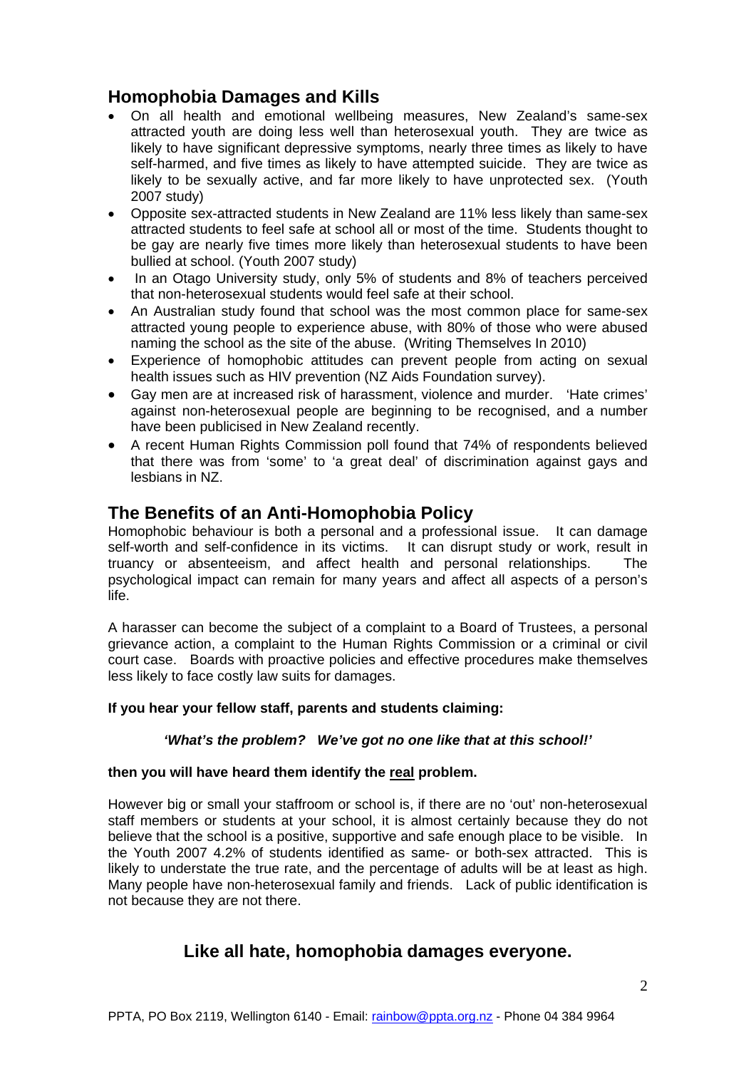## Homophobia Damages and Kills

- On all health and emotional wellbeing measures, New Zealand's same-sex attracted youth are doing less well than heterosexual youth. They are twice as likely to have significant depressive symptoms, nearly three times as likely to have self-harmed, and five times as likely to have attempted suicide. They are twice as likely to be sexually active, and far more likely to have unprotected sex. (Youth 2007 study)
- Opposite sex-attracted students in New Zealand are 11% less likely than same-sex attracted students to feel safe at school all or most of the time. Students thought to be gay are nearly five times more likely than heterosexual students to have been bullied at school. (Youth 2007 study)
- In an Otago University study, only 5% of students and 8% of teachers perceived that non-heterosexual students would feel safe at their school.
- An Australian study found that school was the most common place for same-sex attracted young people to experience abuse, with 80% of those who were abused naming the school as the site of the abuse. (Writing Themselves In 2010)
- Experience of homophobic attitudes can prevent people from acting on sexual health issues such as HIV prevention (NZ Aids Foundation survey).
- Gay men are at increased risk of harassment, violence and murder. 'Hate crimes' against non-heterosexual people are beginning to be recognised, and a number have been publicised in New Zealand recently.
- A recent Human Rights Commission poll found that 74% of respondents believed that there was from 'some' to 'a great deal' of discrimination against gays and lesbians in NZ.

## The Benefits of an Anti-Homophobia Policy

Homophobic behaviour is both a personal and a professional issue. It can damage self-worth and self-confidence in its victims. It can disrupt study or work, result in truancy or absenteeism, and affect health and personal relationships. The psychological impact can remain for many years and affect all aspects of a person's life.

A harasser can become the subject of a complaint to a Board of Trustees, a personal grievance action, a complaint to the Human Rights Commission or a criminal or civil court case. Boards with proactive policies and effective procedures make themselves less likely to face costly law suits for damages.

**If you hear your fellow staff, parents and students claiming:**

***'What's the problem? We've got no one like that at this school!'***

**then you will have heard them identify the real problem.**

However big or small your staffroom or school is, if there are no 'out' non-heterosexual staff members or students at your school, it is almost certainly because they do not believe that the school is a positive, supportive and safe enough place to be visible. In the Youth 2007 4.2% of students identified as same- or both-sex attracted. This is likely to understate the true rate, and the percentage of adults will be at least as high. Many people have non-heterosexual family and friends. Lack of public identification is not because they are not there.

## Like all hate, homophobia damages everyone.

PPTA, PO Box 2119, Wellington 6140 - Email: rainbow@ppta.org.nz - Phone 04 384 9964